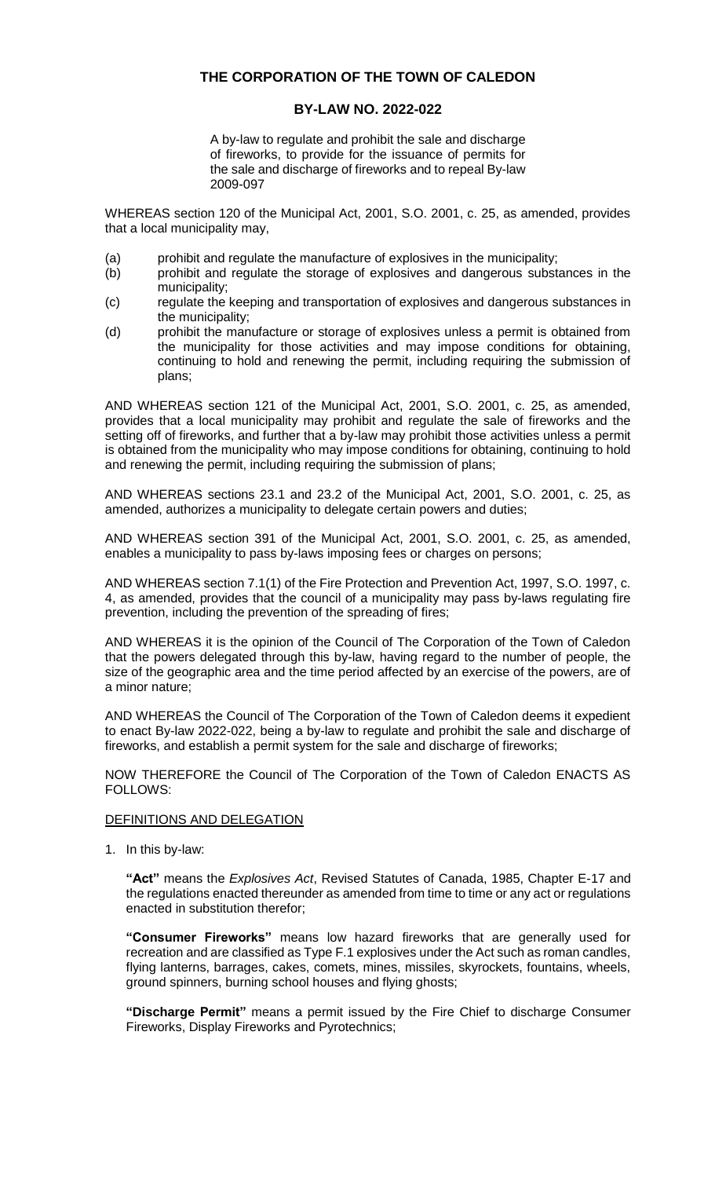# THE CORPORATION OF THE TOWN OF CALEDON

## BY-LAW NO. 2022-022

A by-law to regulate and prohibit the sale and discharge of fireworks, to provide for the issuance of permits for the sale and discharge of fireworks and to repeal By-law 2009-097

WHEREAS section 120 of the Municipal Act, 2001, S.O. 2001, c. 25, as amended, provides that a local municipality may,

(a) prohibit and regulate the manufacture of explosives in the municipality;
(b) prohibit and regulate the storage of explosives and dangerous substances in the municipality;
(c) regulate the keeping and transportation of explosives and dangerous substances in the municipality;
(d) prohibit the manufacture or storage of explosives unless a permit is obtained from the municipality for those activities and may impose conditions for obtaining, continuing to hold and renewing the permit, including requiring the submission of plans;

AND WHEREAS section 121 of the Municipal Act, 2001, S.O. 2001, c. 25, as amended, provides that a local municipality may prohibit and regulate the sale of fireworks and the setting off of fireworks, and further that a by-law may prohibit those activities unless a permit is obtained from the municipality who may impose conditions for obtaining, continuing to hold and renewing the permit, including requiring the submission of plans;

AND WHEREAS sections 23.1 and 23.2 of the Municipal Act, 2001, S.O. 2001, c. 25, as amended, authorizes a municipality to delegate certain powers and duties;

AND WHEREAS section 391 of the Municipal Act, 2001, S.O. 2001, c. 25, as amended, enables a municipality to pass by-laws imposing fees or charges on persons;

AND WHEREAS section 7.1(1) of the Fire Protection and Prevention Act, 1997, S.O. 1997, c. 4, as amended, provides that the council of a municipality may pass by-laws regulating fire prevention, including the prevention of the spreading of fires;

AND WHEREAS it is the opinion of the Council of The Corporation of the Town of Caledon that the powers delegated through this by-law, having regard to the number of people, the size of the geographic area and the time period affected by an exercise of the powers, are of a minor nature;

AND WHEREAS the Council of The Corporation of the Town of Caledon deems it expedient to enact By-law 2022-022, being a by-law to regulate and prohibit the sale and discharge of fireworks, and establish a permit system for the sale and discharge of fireworks;

NOW THEREFORE the Council of The Corporation of the Town of Caledon ENACTS AS FOLLOWS:

### DEFINITIONS AND DELEGATION

1. In this by-law:

**"Act"** means the *Explosives Act*, Revised Statutes of Canada, 1985, Chapter E-17 and the regulations enacted thereunder as amended from time to time or any act or regulations enacted in substitution therefor;

**"Consumer Fireworks"** means low hazard fireworks that are generally used for recreation and are classified as Type F.1 explosives under the Act such as roman candles, flying lanterns, barrages, cakes, comets, mines, missiles, skyrockets, fountains, wheels, ground spinners, burning school houses and flying ghosts;

**"Discharge Permit"** means a permit issued by the Fire Chief to discharge Consumer Fireworks, Display Fireworks and Pyrotechnics;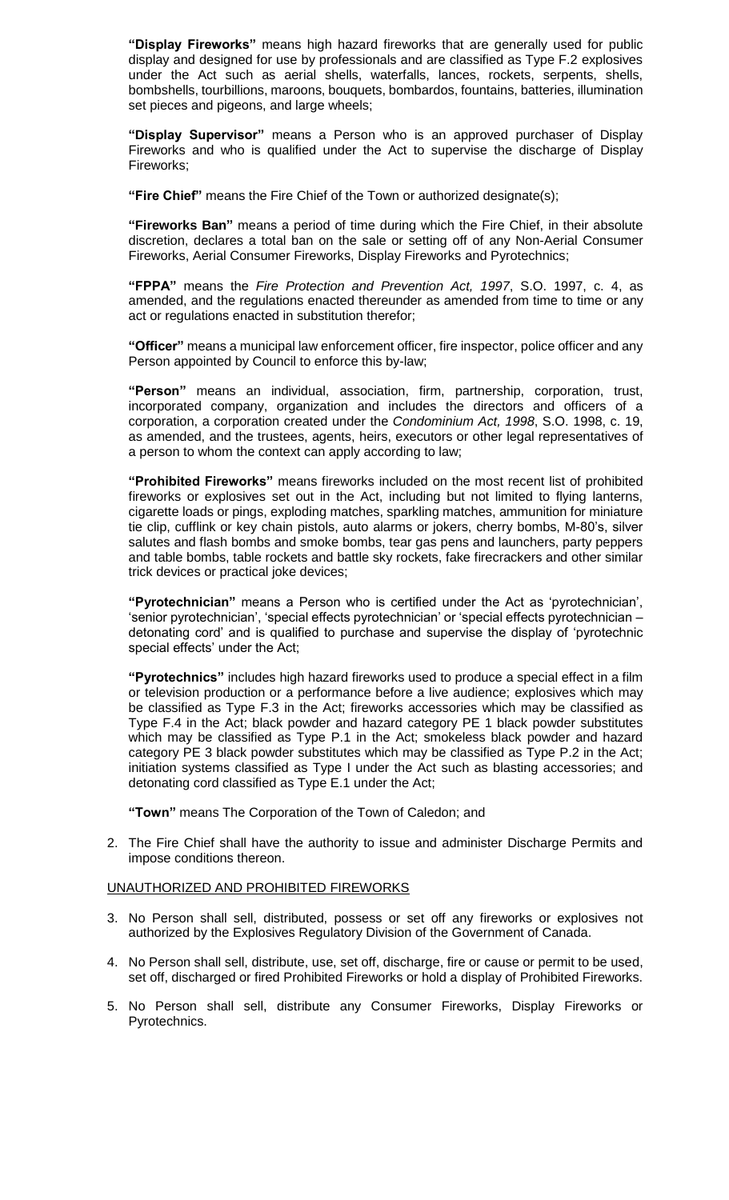**"Display Fireworks"** means high hazard fireworks that are generally used for public display and designed for use by professionals and are classified as Type F.2 explosives under the Act such as aerial shells, waterfalls, lances, rockets, serpents, shells, bombshells, tourbillions, maroons, bouquets, bombardos, fountains, batteries, illumination set pieces and pigeons, and large wheels;

**"Display Supervisor"** means a Person who is an approved purchaser of Display Fireworks and who is qualified under the Act to supervise the discharge of Display Fireworks;

**"Fire Chief"** means the Fire Chief of the Town or authorized designate(s);

**"Fireworks Ban"** means a period of time during which the Fire Chief, in their absolute discretion, declares a total ban on the sale or setting off of any Non-Aerial Consumer Fireworks, Aerial Consumer Fireworks, Display Fireworks and Pyrotechnics;

**"FPPA"** means the *Fire Protection and Prevention Act, 1997*, S.O. 1997, c. 4, as amended, and the regulations enacted thereunder as amended from time to time or any act or regulations enacted in substitution therefor;

**"Officer"** means a municipal law enforcement officer, fire inspector, police officer and any Person appointed by Council to enforce this by-law;

**"Person"** means an individual, association, firm, partnership, corporation, trust, incorporated company, organization and includes the directors and officers of a corporation, a corporation created under the *Condominium Act, 1998*, S.O. 1998, c. 19, as amended, and the trustees, agents, heirs, executors or other legal representatives of a person to whom the context can apply according to law;

**"Prohibited Fireworks"** means fireworks included on the most recent list of prohibited fireworks or explosives set out in the Act, including but not limited to flying lanterns, cigarette loads or pings, exploding matches, sparkling matches, ammunition for miniature tie clip, cufflink or key chain pistols, auto alarms or jokers, cherry bombs, M-80's, silver salutes and flash bombs and smoke bombs, tear gas pens and launchers, party peppers and table bombs, table rockets and battle sky rockets, fake firecrackers and other similar trick devices or practical joke devices;

**"Pyrotechnician"** means a Person who is certified under the Act as 'pyrotechnician', 'senior pyrotechnician', 'special effects pyrotechnician' or 'special effects pyrotechnician – detonating cord' and is qualified to purchase and supervise the display of 'pyrotechnic special effects' under the Act;

**"Pyrotechnics"** includes high hazard fireworks used to produce a special effect in a film or television production or a performance before a live audience; explosives which may be classified as Type F.3 in the Act; fireworks accessories which may be classified as Type F.4 in the Act; black powder and hazard category PE 1 black powder substitutes which may be classified as Type P.1 in the Act; smokeless black powder and hazard category PE 3 black powder substitutes which may be classified as Type P.2 in the Act; initiation systems classified as Type I under the Act such as blasting accessories; and detonating cord classified as Type E.1 under the Act;

**"Town"** means The Corporation of the Town of Caledon; and

2. The Fire Chief shall have the authority to issue and administer Discharge Permits and impose conditions thereon.

UNAUTHORIZED AND PROHIBITED FIREWORKS

3. No Person shall sell, distributed, possess or set off any fireworks or explosives not authorized by the Explosives Regulatory Division of the Government of Canada.

4. No Person shall sell, distribute, use, set off, discharge, fire or cause or permit to be used, set off, discharged or fired Prohibited Fireworks or hold a display of Prohibited Fireworks.

5. No Person shall sell, distribute any Consumer Fireworks, Display Fireworks or Pyrotechnics.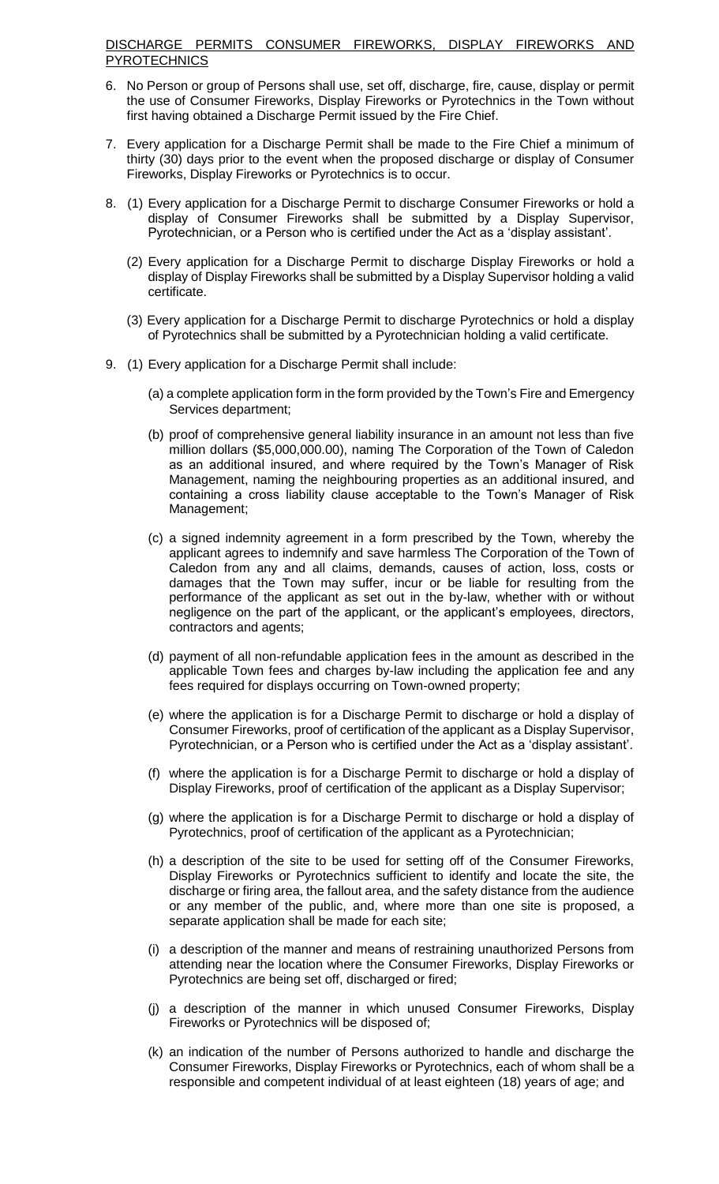<u>DISCHARGE PERMITS CONSUMER FIREWORKS, DISPLAY FIREWORKS AND PYROTECHNICS</u>

6. No Person or group of Persons shall use, set off, discharge, fire, cause, display or permit the use of Consumer Fireworks, Display Fireworks or Pyrotechnics in the Town without first having obtained a Discharge Permit issued by the Fire Chief.

7. Every application for a Discharge Permit shall be made to the Fire Chief a minimum of thirty (30) days prior to the event when the proposed discharge or display of Consumer Fireworks, Display Fireworks or Pyrotechnics is to occur.

8. (1) Every application for a Discharge Permit to discharge Consumer Fireworks or hold a display of Consumer Fireworks shall be submitted by a Display Supervisor, Pyrotechnician, or a Person who is certified under the Act as a 'display assistant'.

   (2) Every application for a Discharge Permit to discharge Display Fireworks or hold a display of Display Fireworks shall be submitted by a Display Supervisor holding a valid certificate.

   (3) Every application for a Discharge Permit to discharge Pyrotechnics or hold a display of Pyrotechnics shall be submitted by a Pyrotechnician holding a valid certificate.

9. (1) Every application for a Discharge Permit shall include:

   (a) a complete application form in the form provided by the Town's Fire and Emergency Services department;

   (b) proof of comprehensive general liability insurance in an amount not less than five million dollars ($5,000,000.00), naming The Corporation of the Town of Caledon as an additional insured, and where required by the Town's Manager of Risk Management, naming the neighbouring properties as an additional insured, and containing a cross liability clause acceptable to the Town's Manager of Risk Management;

   (c) a signed indemnity agreement in a form prescribed by the Town, whereby the applicant agrees to indemnify and save harmless The Corporation of the Town of Caledon from any and all claims, demands, causes of action, loss, costs or damages that the Town may suffer, incur or be liable for resulting from the performance of the applicant as set out in the by-law, whether with or without negligence on the part of the applicant, or the applicant's employees, directors, contractors and agents;

   (d) payment of all non-refundable application fees in the amount as described in the applicable Town fees and charges by-law including the application fee and any fees required for displays occurring on Town-owned property;

   (e) where the application is for a Discharge Permit to discharge or hold a display of Consumer Fireworks, proof of certification of the applicant as a Display Supervisor, Pyrotechnician, or a Person who is certified under the Act as a 'display assistant'.

   (f) where the application is for a Discharge Permit to discharge or hold a display of Display Fireworks, proof of certification of the applicant as a Display Supervisor;

   (g) where the application is for a Discharge Permit to discharge or hold a display of Pyrotechnics, proof of certification of the applicant as a Pyrotechnician;

   (h) a description of the site to be used for setting off of the Consumer Fireworks, Display Fireworks or Pyrotechnics sufficient to identify and locate the site, the discharge or firing area, the fallout area, and the safety distance from the audience or any member of the public, and, where more than one site is proposed, a separate application shall be made for each site;

   (i) a description of the manner and means of restraining unauthorized Persons from attending near the location where the Consumer Fireworks, Display Fireworks or Pyrotechnics are being set off, discharged or fired;

   (j) a description of the manner in which unused Consumer Fireworks, Display Fireworks or Pyrotechnics will be disposed of;

   (k) an indication of the number of Persons authorized to handle and discharge the Consumer Fireworks, Display Fireworks or Pyrotechnics, each of whom shall be a responsible and competent individual of at least eighteen (18) years of age; and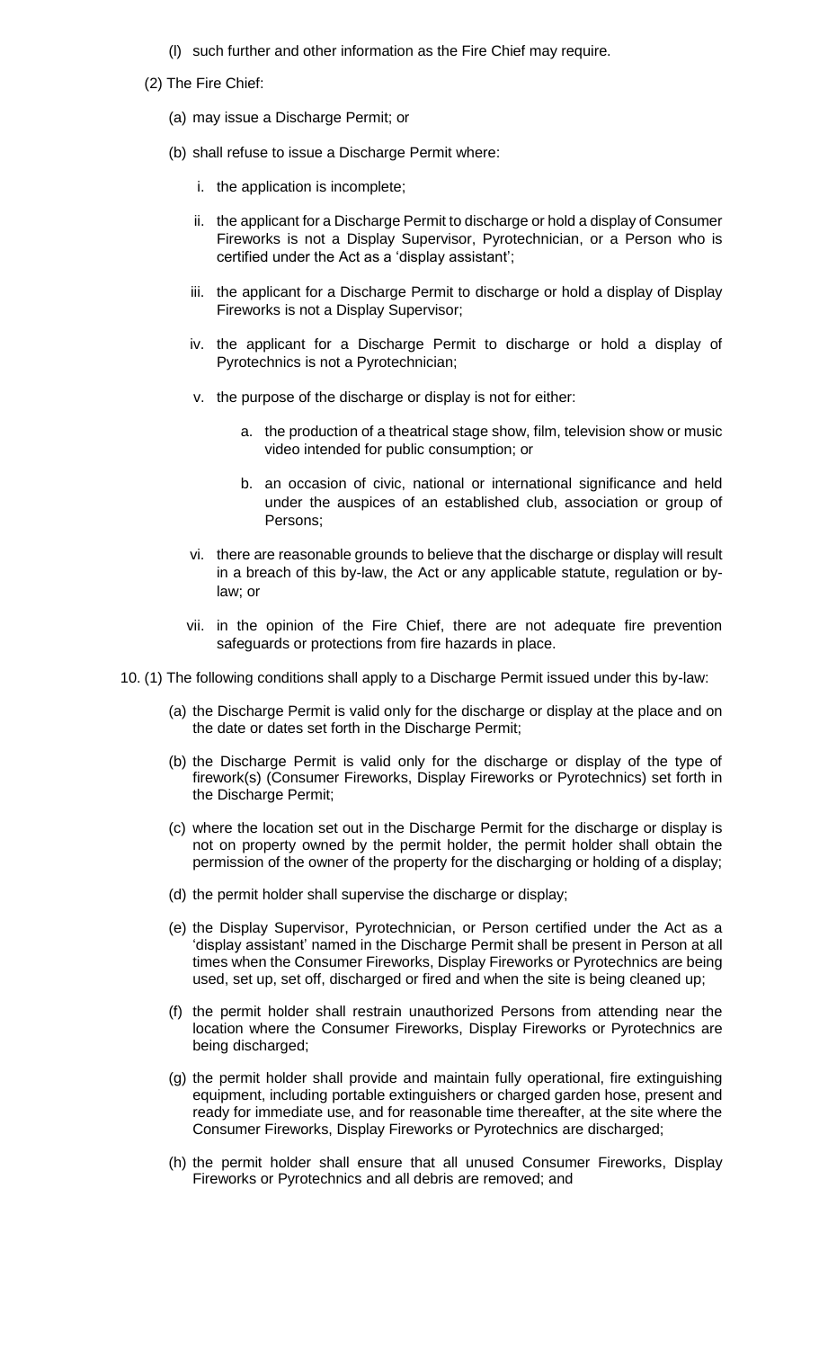(l) such further and other information as the Fire Chief may require.

(2) The Fire Chief:

(a) may issue a Discharge Permit; or

(b) shall refuse to issue a Discharge Permit where:

i. the application is incomplete;

ii. the applicant for a Discharge Permit to discharge or hold a display of Consumer Fireworks is not a Display Supervisor, Pyrotechnician, or a Person who is certified under the Act as a 'display assistant';

iii. the applicant for a Discharge Permit to discharge or hold a display of Display Fireworks is not a Display Supervisor;

iv. the applicant for a Discharge Permit to discharge or hold a display of Pyrotechnics is not a Pyrotechnician;

v. the purpose of the discharge or display is not for either:

a. the production of a theatrical stage show, film, television show or music video intended for public consumption; or

b. an occasion of civic, national or international significance and held under the auspices of an established club, association or group of Persons;

vi. there are reasonable grounds to believe that the discharge or display will result in a breach of this by-law, the Act or any applicable statute, regulation or by-law; or

vii. in the opinion of the Fire Chief, there are not adequate fire prevention safeguards or protections from fire hazards in place.

10. (1) The following conditions shall apply to a Discharge Permit issued under this by-law:

(a) the Discharge Permit is valid only for the discharge or display at the place and on the date or dates set forth in the Discharge Permit;

(b) the Discharge Permit is valid only for the discharge or display of the type of firework(s) (Consumer Fireworks, Display Fireworks or Pyrotechnics) set forth in the Discharge Permit;

(c) where the location set out in the Discharge Permit for the discharge or display is not on property owned by the permit holder, the permit holder shall obtain the permission of the owner of the property for the discharging or holding of a display;

(d) the permit holder shall supervise the discharge or display;

(e) the Display Supervisor, Pyrotechnician, or Person certified under the Act as a 'display assistant' named in the Discharge Permit shall be present in Person at all times when the Consumer Fireworks, Display Fireworks or Pyrotechnics are being used, set up, set off, discharged or fired and when the site is being cleaned up;

(f) the permit holder shall restrain unauthorized Persons from attending near the location where the Consumer Fireworks, Display Fireworks or Pyrotechnics are being discharged;

(g) the permit holder shall provide and maintain fully operational, fire extinguishing equipment, including portable extinguishers or charged garden hose, present and ready for immediate use, and for reasonable time thereafter, at the site where the Consumer Fireworks, Display Fireworks or Pyrotechnics are discharged;

(h) the permit holder shall ensure that all unused Consumer Fireworks, Display Fireworks or Pyrotechnics and all debris are removed; and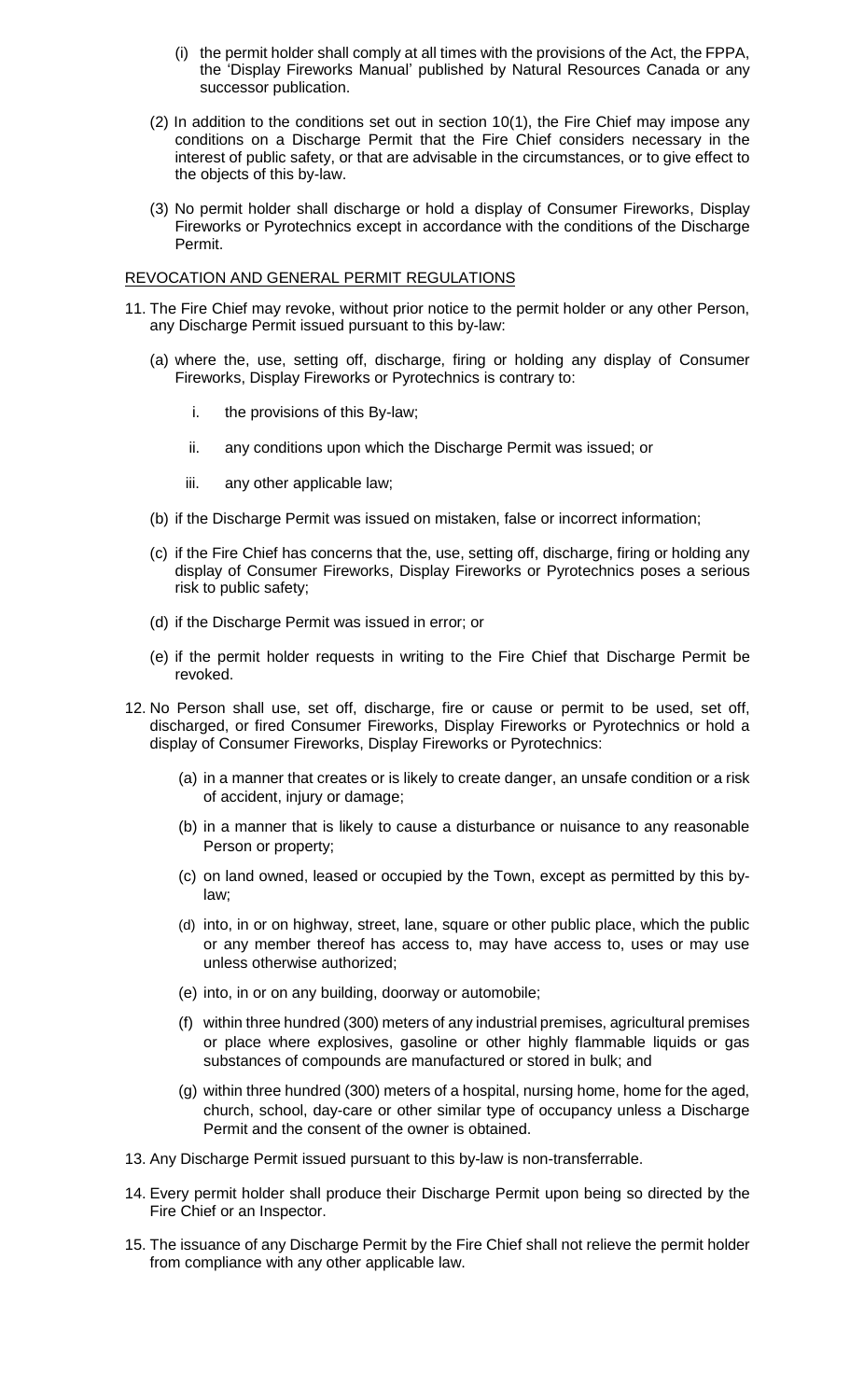(i) the permit holder shall comply at all times with the provisions of the Act, the FPPA, the 'Display Fireworks Manual' published by Natural Resources Canada or any successor publication.

(2) In addition to the conditions set out in section 10(1), the Fire Chief may impose any conditions on a Discharge Permit that the Fire Chief considers necessary in the interest of public safety, or that are advisable in the circumstances, or to give effect to the objects of this by-law.

(3) No permit holder shall discharge or hold a display of Consumer Fireworks, Display Fireworks or Pyrotechnics except in accordance with the conditions of the Discharge Permit.

REVOCATION AND GENERAL PERMIT REGULATIONS

11. The Fire Chief may revoke, without prior notice to the permit holder or any other Person, any Discharge Permit issued pursuant to this by-law:

    (a) where the, use, setting off, discharge, firing or holding any display of Consumer Fireworks, Display Fireworks or Pyrotechnics is contrary to:

        i. the provisions of this By-law;

        ii. any conditions upon which the Discharge Permit was issued; or

        iii. any other applicable law;

    (b) if the Discharge Permit was issued on mistaken, false or incorrect information;

    (c) if the Fire Chief has concerns that the, use, setting off, discharge, firing or holding any display of Consumer Fireworks, Display Fireworks or Pyrotechnics poses a serious risk to public safety;

    (d) if the Discharge Permit was issued in error; or

    (e) if the permit holder requests in writing to the Fire Chief that Discharge Permit be revoked.

12. No Person shall use, set off, discharge, fire or cause or permit to be used, set off, discharged, or fired Consumer Fireworks, Display Fireworks or Pyrotechnics or hold a display of Consumer Fireworks, Display Fireworks or Pyrotechnics:

    (a) in a manner that creates or is likely to create danger, an unsafe condition or a risk of accident, injury or damage;

    (b) in a manner that is likely to cause a disturbance or nuisance to any reasonable Person or property;

    (c) on land owned, leased or occupied by the Town, except as permitted by this by-law;

    (d) into, in or on highway, street, lane, square or other public place, which the public or any member thereof has access to, may have access to, uses or may use unless otherwise authorized;

    (e) into, in or on any building, doorway or automobile;

    (f) within three hundred (300) meters of any industrial premises, agricultural premises or place where explosives, gasoline or other highly flammable liquids or gas substances of compounds are manufactured or stored in bulk; and

    (g) within three hundred (300) meters of a hospital, nursing home, home for the aged, church, school, day-care or other similar type of occupancy unless a Discharge Permit and the consent of the owner is obtained.

13. Any Discharge Permit issued pursuant to this by-law is non-transferrable.

14. Every permit holder shall produce their Discharge Permit upon being so directed by the Fire Chief or an Inspector.

15. The issuance of any Discharge Permit by the Fire Chief shall not relieve the permit holder from compliance with any other applicable law.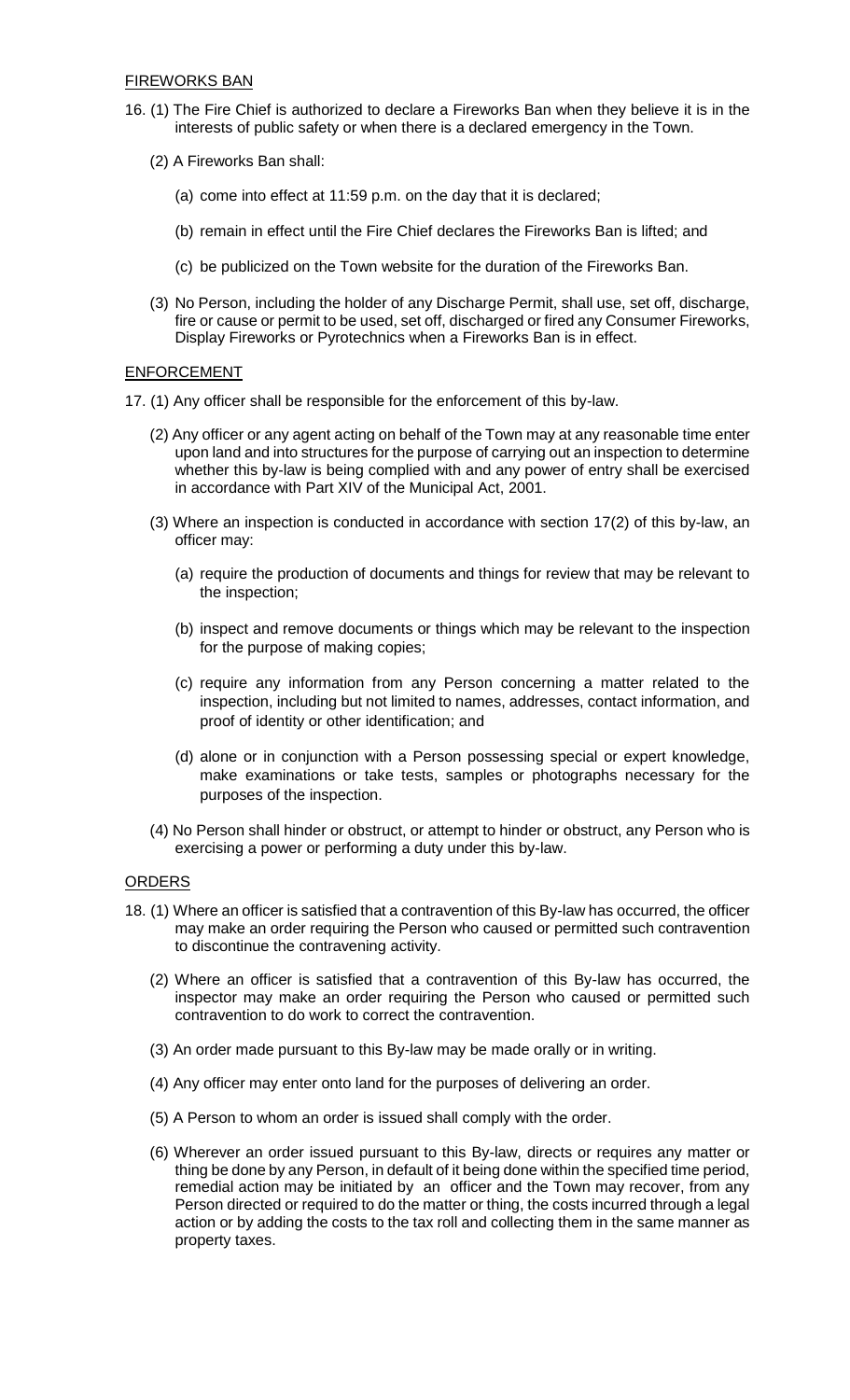FIREWORKS BAN

16. (1) The Fire Chief is authorized to declare a Fireworks Ban when they believe it is in the interests of public safety or when there is a declared emergency in the Town.

    (2) A Fireworks Ban shall:

    (a) come into effect at 11:59 p.m. on the day that it is declared;

    (b) remain in effect until the Fire Chief declares the Fireworks Ban is lifted; and

    (c) be publicized on the Town website for the duration of the Fireworks Ban.

    (3) No Person, including the holder of any Discharge Permit, shall use, set off, discharge, fire or cause or permit to be used, set off, discharged or fired any Consumer Fireworks, Display Fireworks or Pyrotechnics when a Fireworks Ban is in effect.

ENFORCEMENT

17. (1) Any officer shall be responsible for the enforcement of this by-law.

    (2) Any officer or any agent acting on behalf of the Town may at any reasonable time enter upon land and into structures for the purpose of carrying out an inspection to determine whether this by-law is being complied with and any power of entry shall be exercised in accordance with Part XIV of the Municipal Act, 2001.

    (3) Where an inspection is conducted in accordance with section 17(2) of this by-law, an officer may:

    (a) require the production of documents and things for review that may be relevant to the inspection;

    (b) inspect and remove documents or things which may be relevant to the inspection for the purpose of making copies;

    (c) require any information from any Person concerning a matter related to the inspection, including but not limited to names, addresses, contact information, and proof of identity or other identification; and

    (d) alone or in conjunction with a Person possessing special or expert knowledge, make examinations or take tests, samples or photographs necessary for the purposes of the inspection.

    (4) No Person shall hinder or obstruct, or attempt to hinder or obstruct, any Person who is exercising a power or performing a duty under this by-law.

ORDERS

18. (1) Where an officer is satisfied that a contravention of this By-law has occurred, the officer may make an order requiring the Person who caused or permitted such contravention to discontinue the contravening activity.

    (2) Where an officer is satisfied that a contravention of this By-law has occurred, the inspector may make an order requiring the Person who caused or permitted such contravention to do work to correct the contravention.

    (3) An order made pursuant to this By-law may be made orally or in writing.

    (4) Any officer may enter onto land for the purposes of delivering an order.

    (5) A Person to whom an order is issued shall comply with the order.

    (6) Wherever an order issued pursuant to this By-law, directs or requires any matter or thing be done by any Person, in default of it being done within the specified time period, remedial action may be initiated by an officer and the Town may recover, from any Person directed or required to do the matter or thing, the costs incurred through a legal action or by adding the costs to the tax roll and collecting them in the same manner as property taxes.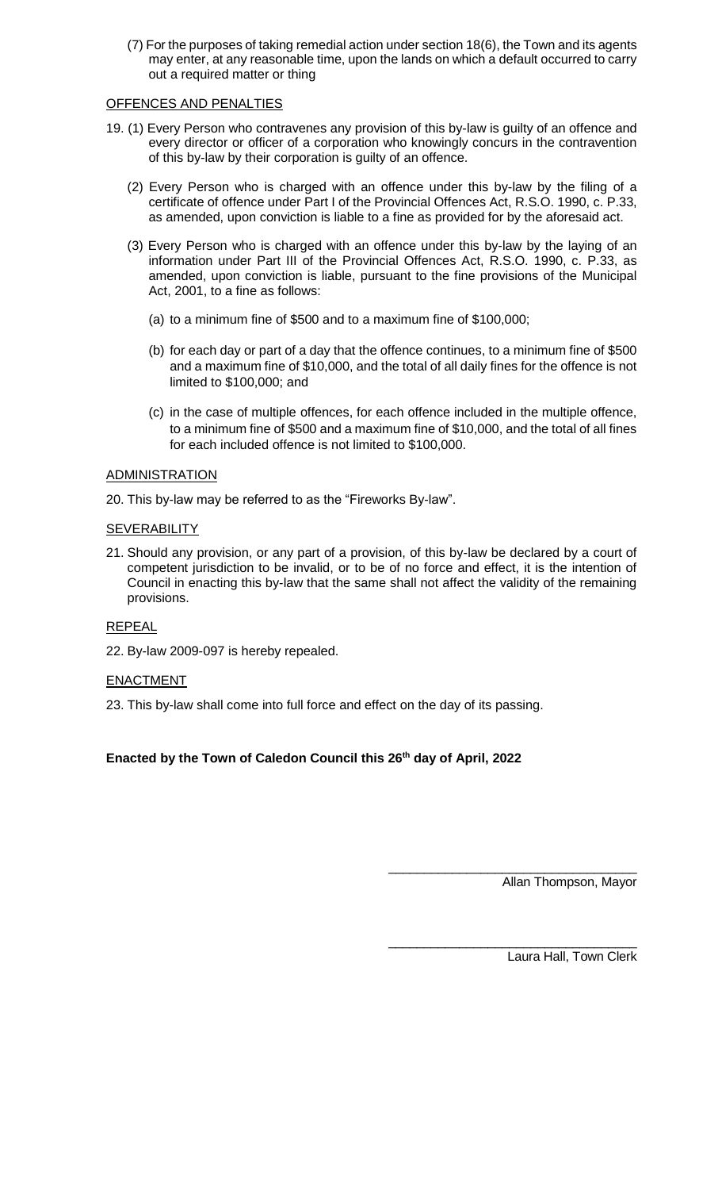(7) For the purposes of taking remedial action under section 18(6), the Town and its agents may enter, at any reasonable time, upon the lands on which a default occurred to carry out a required matter or thing

OFFENCES AND PENALTIES

19. (1) Every Person who contravenes any provision of this by-law is guilty of an offence and every director or officer of a corporation who knowingly concurs in the contravention of this by-law by their corporation is guilty of an offence.

(2) Every Person who is charged with an offence under this by-law by the filing of a certificate of offence under Part I of the Provincial Offences Act, R.S.O. 1990, c. P.33, as amended, upon conviction is liable to a fine as provided for by the aforesaid act.

(3) Every Person who is charged with an offence under this by-law by the laying of an information under Part III of the Provincial Offences Act, R.S.O. 1990, c. P.33, as amended, upon conviction is liable, pursuant to the fine provisions of the Municipal Act, 2001, to a fine as follows:

(a) to a minimum fine of $500 and to a maximum fine of $100,000;

(b) for each day or part of a day that the offence continues, to a minimum fine of $500 and a maximum fine of $10,000, and the total of all daily fines for the offence is not limited to $100,000; and

(c) in the case of multiple offences, for each offence included in the multiple offence, to a minimum fine of $500 and a maximum fine of $10,000, and the total of all fines for each included offence is not limited to $100,000.

ADMINISTRATION

20. This by-law may be referred to as the "Fireworks By-law".

SEVERABILITY

21. Should any provision, or any part of a provision, of this by-law be declared by a court of competent jurisdiction to be invalid, or to be of no force and effect, it is the intention of Council in enacting this by-law that the same shall not affect the validity of the remaining provisions.

REPEAL

22. By-law 2009-097 is hereby repealed.

ENACTMENT

23. This by-law shall come into full force and effect on the day of its passing.

**Enacted by the Town of Caledon Council this 26th day of April, 2022**

\_\_\_\_\_\_\_\_\_\_\_\_\_\_\_\_\_\_\_\_\_\_\_\_\_\_\_\_\_\_\_\_\_\_\_

Allan Thompson, Mayor

\_\_\_\_\_\_\_\_\_\_\_\_\_\_\_\_\_\_\_\_\_\_\_\_\_\_\_\_\_\_\_\_\_\_\_

Laura Hall, Town Clerk